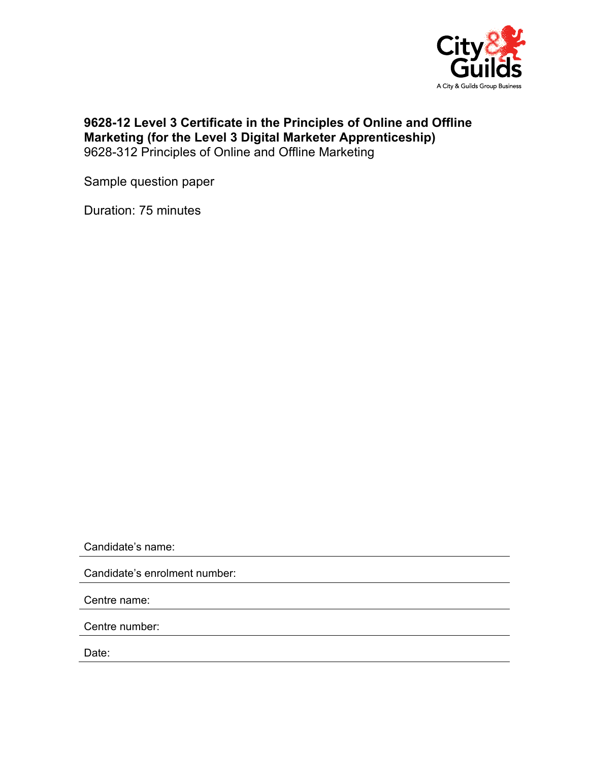City & Guilds

A City & Guilds Group Business

# 9628-12 Level 3 Certificate in the Principles of Online and Offline Marketing (for the Level 3 Digital Marketer Apprenticeship)

9628-312 Principles of Online and Offline Marketing

Sample question paper

Duration: 75 minutes

Candidate's name:

Candidate's enrolment number:

Centre name:

Centre number:

Date: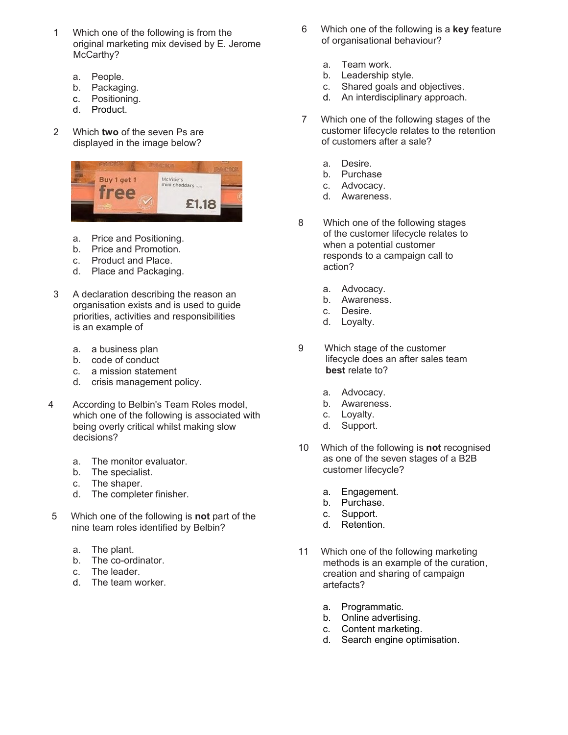1 Which one of the following is from the original marketing mix devised by E. Jerome McCarthy?

a. People.
b. Packaging.
c. Positioning.
d. Product.

2 Which **two** of the seven Ps are displayed in the image below?

a. Price and Positioning.
b. Price and Promotion.
c. Product and Place.
d. Place and Packaging.

3 A declaration describing the reason an organisation exists and is used to guide priorities, activities and responsibilities is an example of

a. a business plan
b. code of conduct
c. a mission statement
d. crisis management policy.

4 According to Belbin's Team Roles model, which one of the following is associated with being overly critical whilst making slow decisions?

a. The monitor evaluator.
b. The specialist.
c. The shaper.
d. The completer finisher.

5 Which one of the following is **not** part of the nine team roles identified by Belbin?

a. The plant.
b. The co-ordinator.
c. The leader.
d. The team worker.

6 Which one of the following is a **key** feature of organisational behaviour?

a. Team work.
b. Leadership style.
c. Shared goals and objectives.
d. An interdisciplinary approach.

7 Which one of the following stages of the customer lifecycle relates to the retention of customers after a sale?

a. Desire.
b. Purchase
c. Advocacy.
d. Awareness.

8 Which one of the following stages of the customer lifecycle relates to when a potential customer responds to a campaign call to action?

a. Advocacy.
b. Awareness.
c. Desire.
d. Loyalty.

9 Which stage of the customer lifecycle does an after sales team **best** relate to?

a. Advocacy.
b. Awareness.
c. Loyalty.
d. Support.

10 Which of the following is **not** recognised as one of the seven stages of a B2B customer lifecycle?

a. Engagement.
b. Purchase.
c. Support.
d. Retention.

11 Which one of the following marketing methods is an example of the curation, creation and sharing of campaign artefacts?

a. Programmatic.
b. Online advertising.
c. Content marketing.
d. Search engine optimisation.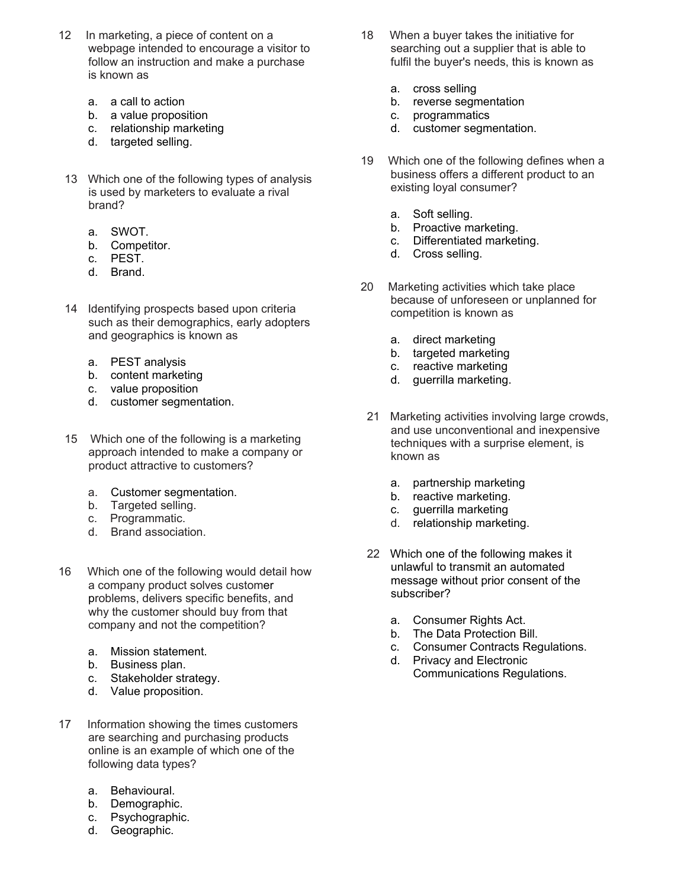12 In marketing, a piece of content on a webpage intended to encourage a visitor to follow an instruction and make a purchase is known as

a. a call to action
b. a value proposition
c. relationship marketing
d. targeted selling.

13 Which one of the following types of analysis is used by marketers to evaluate a rival brand?

a. SWOT.
b. Competitor.
c. PEST.
d. Brand.

14 Identifying prospects based upon criteria such as their demographics, early adopters and geographics is known as

a. PEST analysis
b. content marketing
c. value proposition
d. customer segmentation.

15 Which one of the following is a marketing approach intended to make a company or product attractive to customers?

a. Customer segmentation.
b. Targeted selling.
c. Programmatic.
d. Brand association.

16 Which one of the following would detail how a company product solves customer problems, delivers specific benefits, and why the customer should buy from that company and not the competition?

a. Mission statement.
b. Business plan.
c. Stakeholder strategy.
d. Value proposition.

17 Information showing the times customers are searching and purchasing products online is an example of which one of the following data types?

a. Behavioural.
b. Demographic.
c. Psychographic.
d. Geographic.

18 When a buyer takes the initiative for searching out a supplier that is able to fulfil the buyer's needs, this is known as

a. cross selling
b. reverse segmentation
c. programmatics
d. customer segmentation.

19 Which one of the following defines when a business offers a different product to an existing loyal consumer?

a. Soft selling.
b. Proactive marketing.
c. Differentiated marketing.
d. Cross selling.

20 Marketing activities which take place because of unforeseen or unplanned for competition is known as

a. direct marketing
b. targeted marketing
c. reactive marketing
d. guerrilla marketing.

21 Marketing activities involving large crowds, and use unconventional and inexpensive techniques with a surprise element, is known as

a. partnership marketing
b. reactive marketing.
c. guerrilla marketing
d. relationship marketing.

22 Which one of the following makes it unlawful to transmit an automated message without prior consent of the subscriber?

a. Consumer Rights Act.
b. The Data Protection Bill.
c. Consumer Contracts Regulations.
d. Privacy and Electronic Communications Regulations.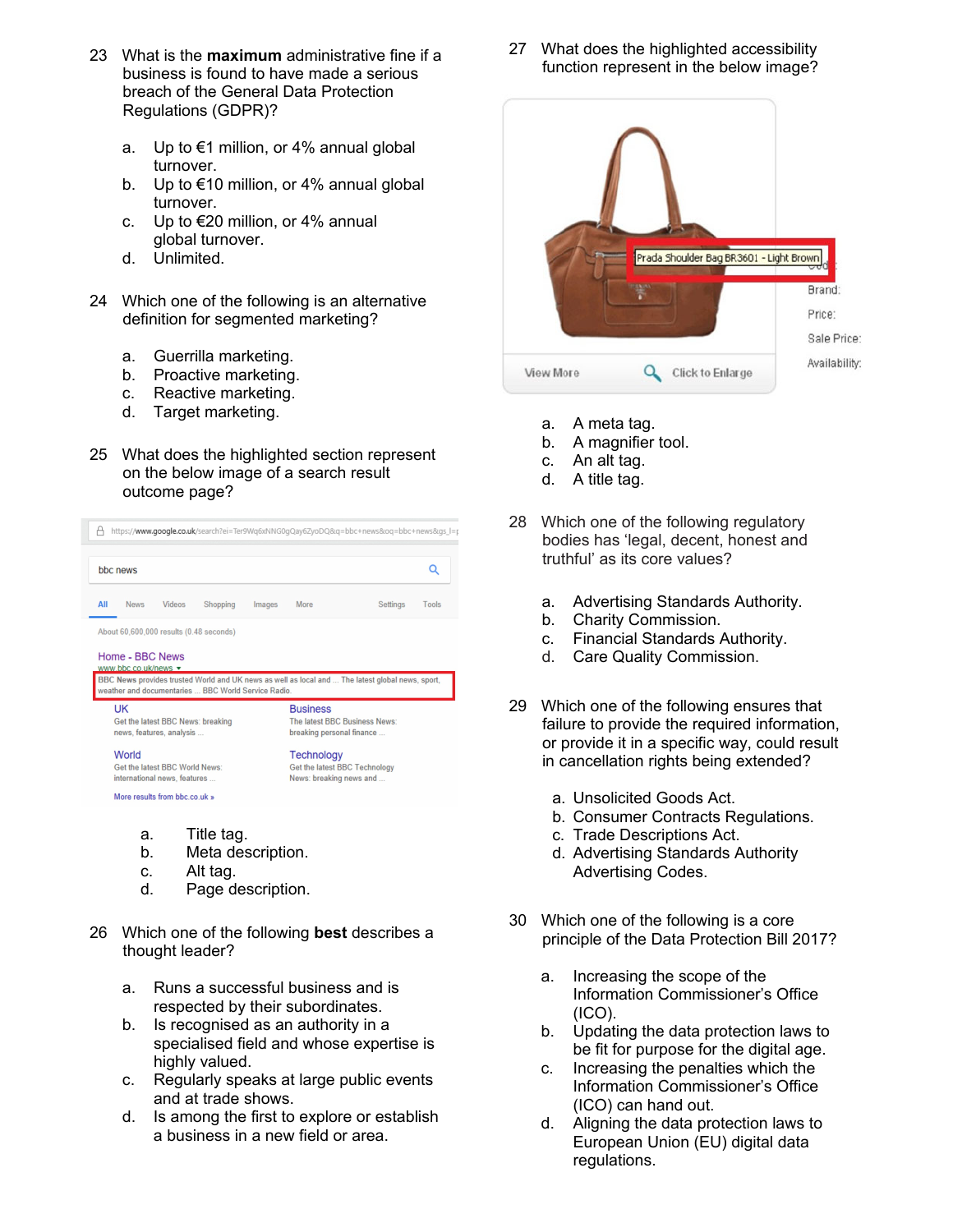23 What is the **maximum** administrative fine if a business is found to have made a serious breach of the General Data Protection Regulations (GDPR)?

a. Up to €1 million, or 4% annual global turnover.
b. Up to €10 million, or 4% annual global turnover.
c. Up to €20 million, or 4% annual global turnover.
d. Unlimited.

24 Which one of the following is an alternative definition for segmented marketing?

a. Guerrilla marketing.
b. Proactive marketing.
c. Reactive marketing.
d. Target marketing.

25 What does the highlighted section represent on the below image of a search result outcome page?

a. Title tag.
b. Meta description.
c. Alt tag.
d. Page description.

26 Which one of the following **best** describes a thought leader?

a. Runs a successful business and is respected by their subordinates.
b. Is recognised as an authority in a specialised field and whose expertise is highly valued.
c. Regularly speaks at large public events and at trade shows.
d. Is among the first to explore or establish a business in a new field or area.

27 What does the highlighted accessibility function represent in the below image?

a. A meta tag.
b. A magnifier tool.
c. An alt tag.
d. A title tag.

28 Which one of the following regulatory bodies has 'legal, decent, honest and truthful' as its core values?

a. Advertising Standards Authority.
b. Charity Commission.
c. Financial Standards Authority.
d. Care Quality Commission.

29 Which one of the following ensures that failure to provide the required information, or provide it in a specific way, could result in cancellation rights being extended?

a. Unsolicited Goods Act.
b. Consumer Contracts Regulations.
c. Trade Descriptions Act.
d. Advertising Standards Authority Advertising Codes.

30 Which one of the following is a core principle of the Data Protection Bill 2017?

a. Increasing the scope of the Information Commissioner's Office (ICO).
b. Updating the data protection laws to be fit for purpose for the digital age.
c. Increasing the penalties which the Information Commissioner's Office (ICO) can hand out.
d. Aligning the data protection laws to European Union (EU) digital data regulations.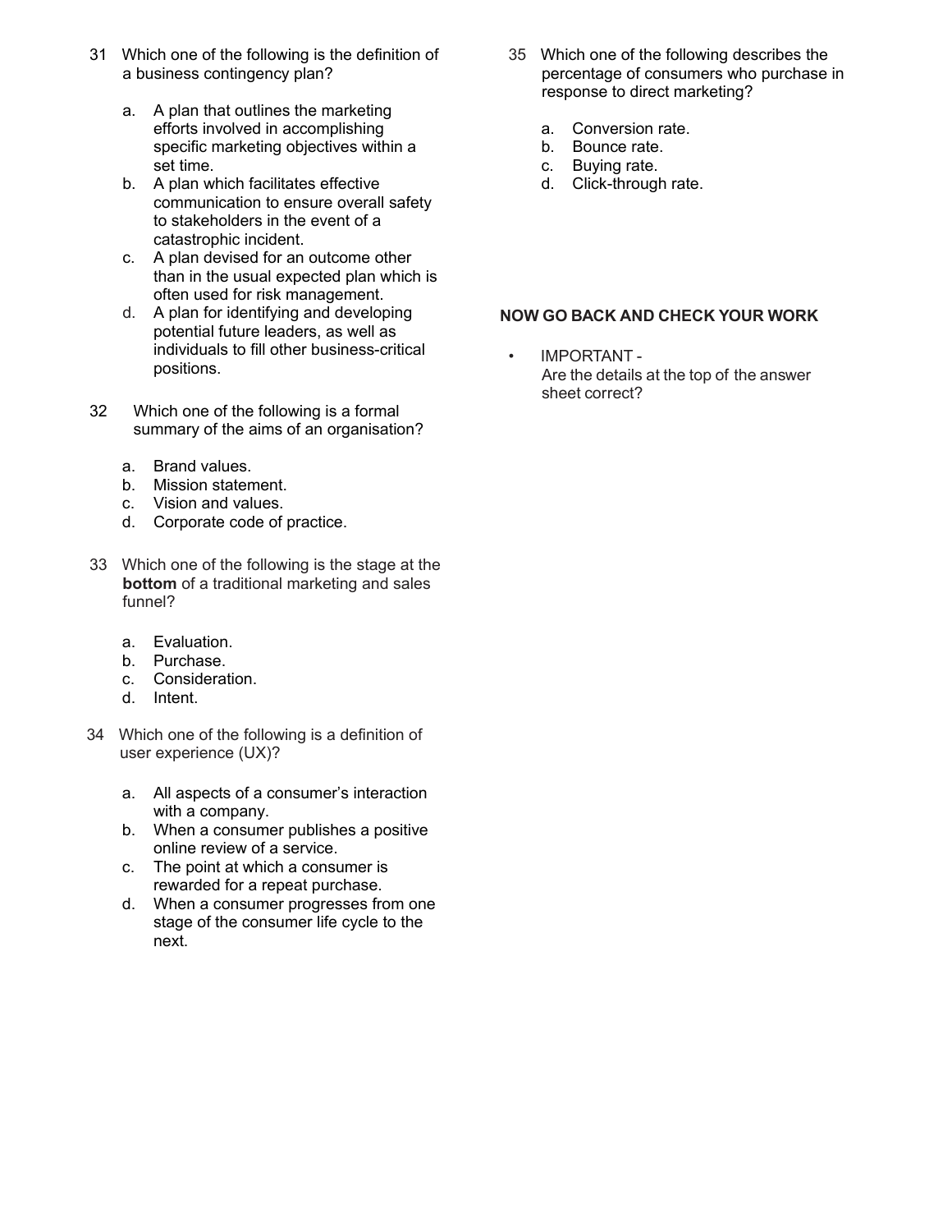31 Which one of the following is the definition of a business contingency plan?

a. A plan that outlines the marketing efforts involved in accomplishing specific marketing objectives within a set time.
b. A plan which facilitates effective communication to ensure overall safety to stakeholders in the event of a catastrophic incident.
c. A plan devised for an outcome other than in the usual expected plan which is often used for risk management.
d. A plan for identifying and developing potential future leaders, as well as individuals to fill other business-critical positions.

32 Which one of the following is a formal summary of the aims of an organisation?

a. Brand values.
b. Mission statement.
c. Vision and values.
d. Corporate code of practice.

33 Which one of the following is the stage at the **bottom** of a traditional marketing and sales funnel?

a. Evaluation.
b. Purchase.
c. Consideration.
d. Intent.

34 Which one of the following is a definition of user experience (UX)?

a. All aspects of a consumer's interaction with a company.
b. When a consumer publishes a positive online review of a service.
c. The point at which a consumer is rewarded for a repeat purchase.
d. When a consumer progresses from one stage of the consumer life cycle to the next.

35 Which one of the following describes the percentage of consumers who purchase in response to direct marketing?

a. Conversion rate.
b. Bounce rate.
c. Buying rate.
d. Click-through rate.

**NOW GO BACK AND CHECK YOUR WORK**

- IMPORTANT -
  Are the details at the top of the answer sheet correct?